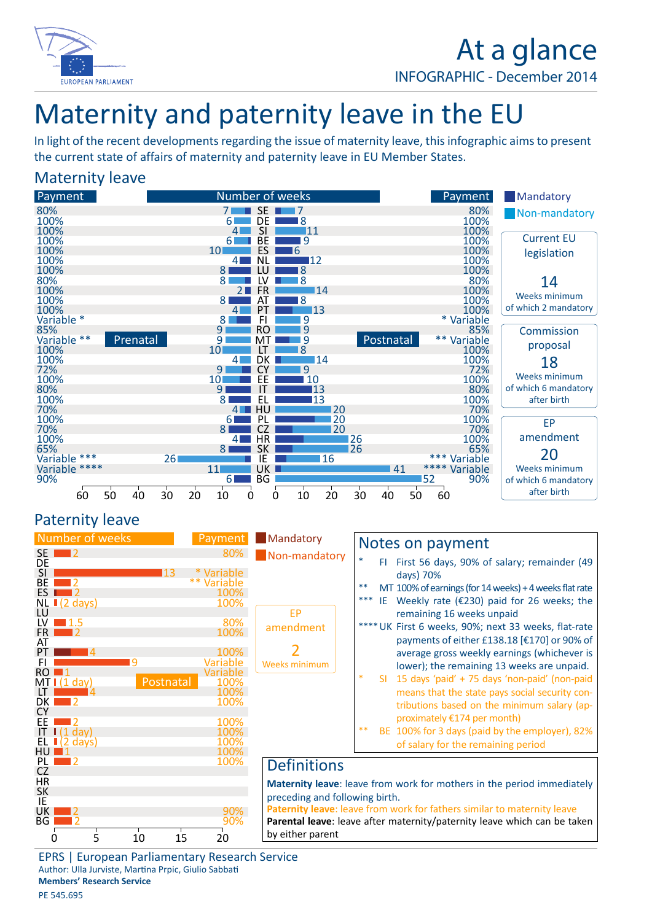# At a glance

INFOGRAPHIC - December 2014

# Maternity and paternity leave in the EU

In light of the recent developments regarding the issue of maternity leave, this infographic aims to present the current state of affairs of maternity and paternity leave in EU Member States.

## Maternity leave

| Payment | Prenatal (weeks) | Country | Postnatal (weeks) | Payment |
|---|---|---|---|---|
| 80% | 7 | SE | 7 | 80% |
| 100% | 6 | DE | 8 | 100% |
| 100% | 4 | SI | 11 | 100% |
| 100% | 6 | BE | 9 | 100% |
| 100% | 10 | ES | 6 | 100% |
| 100% | 4 | NL | 12 | 100% |
| 100% | 8 | LU | 8 | 100% |
| 80% | 8 | LV | 8 | 80% |
| 100% | 2 | FR | 14 | 100% |
| 100% | 8 | AT | 8 | 100% |
| 100% | 4 | PT | 13 | 100% |
| Variable * | 8 | FI | 9 | * Variable |
| 85% | 9 | RO | 9 | 85% |
| Variable ** | 9 | MT | 9 | ** Variable |
| 100% | 10 | LT | 8 | 100% |
| 100% | 4 | DK | 14 | 100% |
| 72% | 9 | CY | 9 | 72% |
| 100% | 10 | EE | 10 | 100% |
| 80% | 9 | IT | 13 | 80% |
| 100% | 8 | EL | 13 | 100% |
| 70% | 4 | HU | 20 | 70% |
| 100% | 6 | PL | 20 | 100% |
| 70% | 8 | CZ | 20 | 70% |
| 100% | 4 | HR | 26 | 100% |
| 65% | 8 | SK | 26 | 65% |
| Variable *** | 26 | IE | 16 | *** Variable |
| Variable **** | 11 | UK | 41 | **** Variable |
| 90% | 6 | BG | 52 | 90% |

Legend: Mandatory / Non-mandatory

**Current EU legislation**: 14 Weeks minimum of which 2 mandatory

**Commission proposal**: 18 Weeks minimum of which 6 mandatory after birth

**EP amendment**: 20 Weeks minimum of which 6 mandatory after birth

## Paternity leave

| Country | Number of weeks (Postnatal) | Payment |
|---|---|---|
| SE | 2 | 80% |
| DE | | |
| SI | 13 | * Variable |
| BE | 2 | ** Variable |
| ES | 2 | 100% |
| NL | (2 days) | 100% |
| LU | | |
| LV | 1.5 | 80% |
| FR | 2 | 100% |
| AT | | |
| PT | 4 | 100% |
| FI | 9 | Variable |
| RO | 1 | Variable |
| MT | (1 day) | 100% |
| LT | 4 | 100% |
| DK | 2 | 100% |
| CY | | |
| EE | 2 | 100% |
| IT | (1 day) | 100% |
| EL | (2 days) | 100% |
| HU | 1 | 100% |
| PL | 2 | 100% |
| CZ | | |
| HR | | |
| SK | | |
| IE | | |
| UK | 2 | 90% |
| BG | 2 | 90% |

Legend: Mandatory / Non-mandatory

**EP amendment**: 2 Weeks minimum

## Notes on payment

- \* FI First 56 days, 90% of salary; remainder (49 days) 70%
- \*\* MT 100% of earnings (for 14 weeks) + 4 weeks flat rate
- \*\*\* IE Weekly rate (€230) paid for 26 weeks; the remaining 16 weeks unpaid
- \*\*\*\* UK First 6 weeks, 90%; next 33 weeks, flat-rate payments of either £138.18 [€170] or 90% of average gross weekly earnings (whichever is lower); the remaining 13 weeks are unpaid.
- \* SI 15 days 'paid' + 75 days 'non-paid' (non-paid means that the state pays social security contributions based on the minimum salary (approximately €174 per month)
- \*\* BE 100% for 3 days (paid by the employer), 82% of salary for the remaining period

## Definitions

**Maternity leave**: leave from work for mothers in the period immediately preceding and following birth.

**Paternity leave**: leave from work for fathers similar to maternity leave

**Parental leave**: leave after maternity/paternity leave which can be taken by either parent

EPRS | European Parliamentary Research Service

Author: Ulla Jurviste, Martina Prpic, Giulio Sabbati

**Members' Research Service**

PE 545.695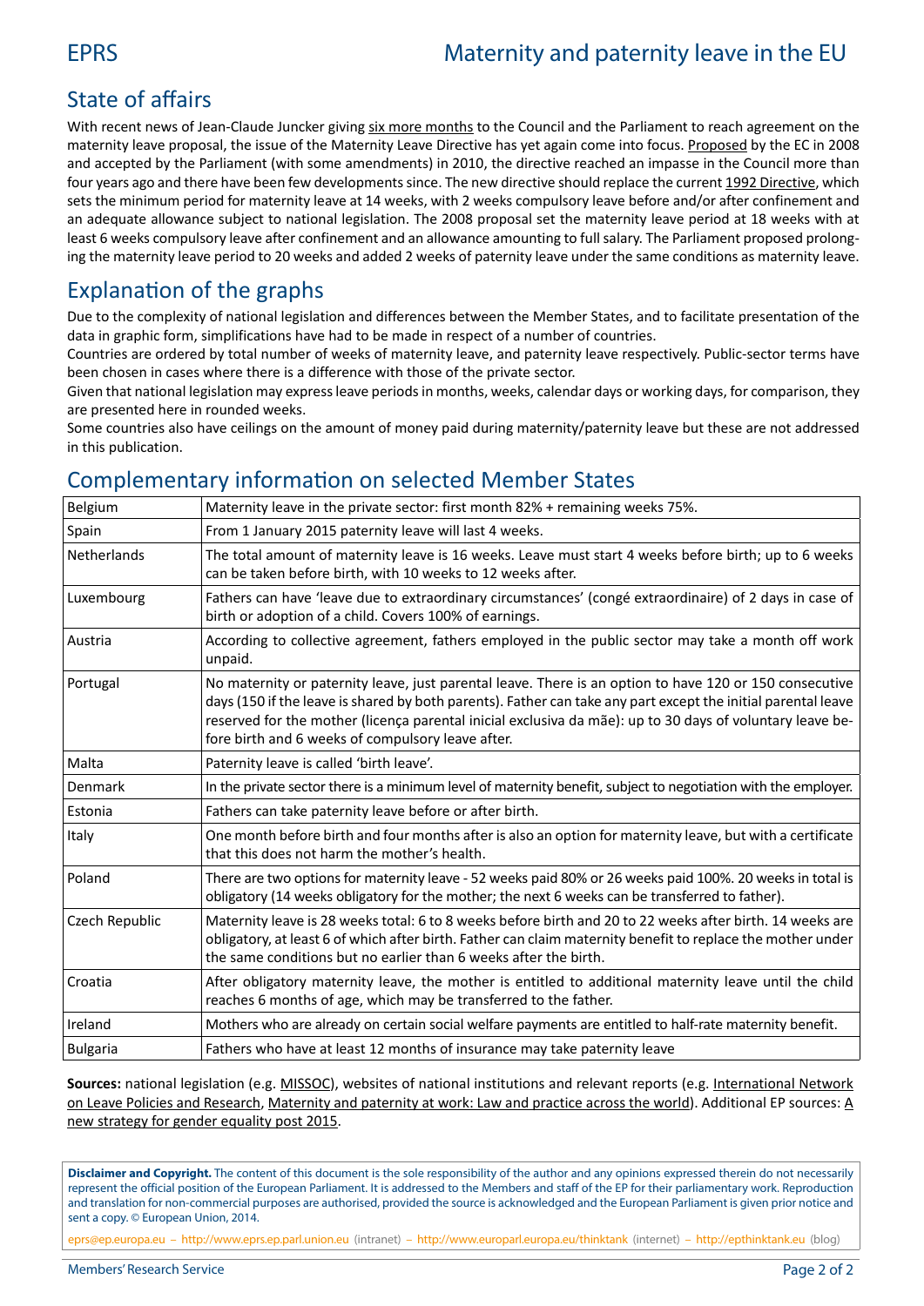## State of affairs

With recent news of Jean-Claude Juncker giving six more months to the Council and the Parliament to reach agreement on the maternity leave proposal, the issue of the Maternity Leave Directive has yet again come into focus. Proposed by the EC in 2008 and accepted by the Parliament (with some amendments) in 2010, the directive reached an impasse in the Council more than four years ago and there have been few developments since. The new directive should replace the current 1992 Directive, which sets the minimum period for maternity leave at 14 weeks, with 2 weeks compulsory leave before and/or after confinement and an adequate allowance subject to national legislation. The 2008 proposal set the maternity leave period at 18 weeks with at least 6 weeks compulsory leave after confinement and an allowance amounting to full salary. The Parliament proposed prolonging the maternity leave period to 20 weeks and added 2 weeks of paternity leave under the same conditions as maternity leave.

## Explanation of the graphs

Due to the complexity of national legislation and differences between the Member States, and to facilitate presentation of the data in graphic form, simplifications have had to be made in respect of a number of countries.

Countries are ordered by total number of weeks of maternity leave, and paternity leave respectively. Public-sector terms have been chosen in cases where there is a difference with those of the private sector.

Given that national legislation may express leave periods in months, weeks, calendar days or working days, for comparison, they are presented here in rounded weeks.

Some countries also have ceilings on the amount of money paid during maternity/paternity leave but these are not addressed in this publication.

## Complementary information on selected Member States

| | |
|---|---|
| Belgium | Maternity leave in the private sector: first month 82% + remaining weeks 75%. |
| Spain | From 1 January 2015 paternity leave will last 4 weeks. |
| Netherlands | The total amount of maternity leave is 16 weeks. Leave must start 4 weeks before birth; up to 6 weeks can be taken before birth, with 10 weeks to 12 weeks after. |
| Luxembourg | Fathers can have 'leave due to extraordinary circumstances' (congé extraordinaire) of 2 days in case of birth or adoption of a child. Covers 100% of earnings. |
| Austria | According to collective agreement, fathers employed in the public sector may take a month off work unpaid. |
| Portugal | No maternity or paternity leave, just parental leave. There is an option to have 120 or 150 consecutive days (150 if the leave is shared by both parents). Father can take any part except the initial parental leave reserved for the mother (licença parental inicial exclusiva da mãe): up to 30 days of voluntary leave before birth and 6 weeks of compulsory leave after. |
| Malta | Paternity leave is called 'birth leave'. |
| Denmark | In the private sector there is a minimum level of maternity benefit, subject to negotiation with the employer. |
| Estonia | Fathers can take paternity leave before or after birth. |
| Italy | One month before birth and four months after is also an option for maternity leave, but with a certificate that this does not harm the mother's health. |
| Poland | There are two options for maternity leave - 52 weeks paid 80% or 26 weeks paid 100%. 20 weeks in total is obligatory (14 weeks obligatory for the mother; the next 6 weeks can be transferred to father). |
| Czech Republic | Maternity leave is 28 weeks total: 6 to 8 weeks before birth and 20 to 22 weeks after birth. 14 weeks are obligatory, at least 6 of which after birth. Father can claim maternity benefit to replace the mother under the same conditions but no earlier than 6 weeks after the birth. |
| Croatia | After obligatory maternity leave, the mother is entitled to additional maternity leave until the child reaches 6 months of age, which may be transferred to the father. |
| Ireland | Mothers who are already on certain social welfare payments are entitled to half-rate maternity benefit. |
| Bulgaria | Fathers who have at least 12 months of insurance may take paternity leave |

**Sources:** national legislation (e.g. MISSOC), websites of national institutions and relevant reports (e.g. International Network on Leave Policies and Research, Maternity and paternity at work: Law and practice across the world). Additional EP sources: A new strategy for gender equality post 2015.

**Disclaimer and Copyright.** The content of this document is the sole responsibility of the author and any opinions expressed therein do not necessarily represent the official position of the European Parliament. It is addressed to the Members and staff of the EP for their parliamentary work. Reproduction and translation for non-commercial purposes are authorised, provided the source is acknowledged and the European Parliament is given prior notice and sent a copy. © European Union, 2014.

eprs@ep.europa.eu – http://www.eprs.ep.parl.union.eu (intranet) – http://www.europarl.europa.eu/thinktank (internet) – http://epthinktank.eu (blog)